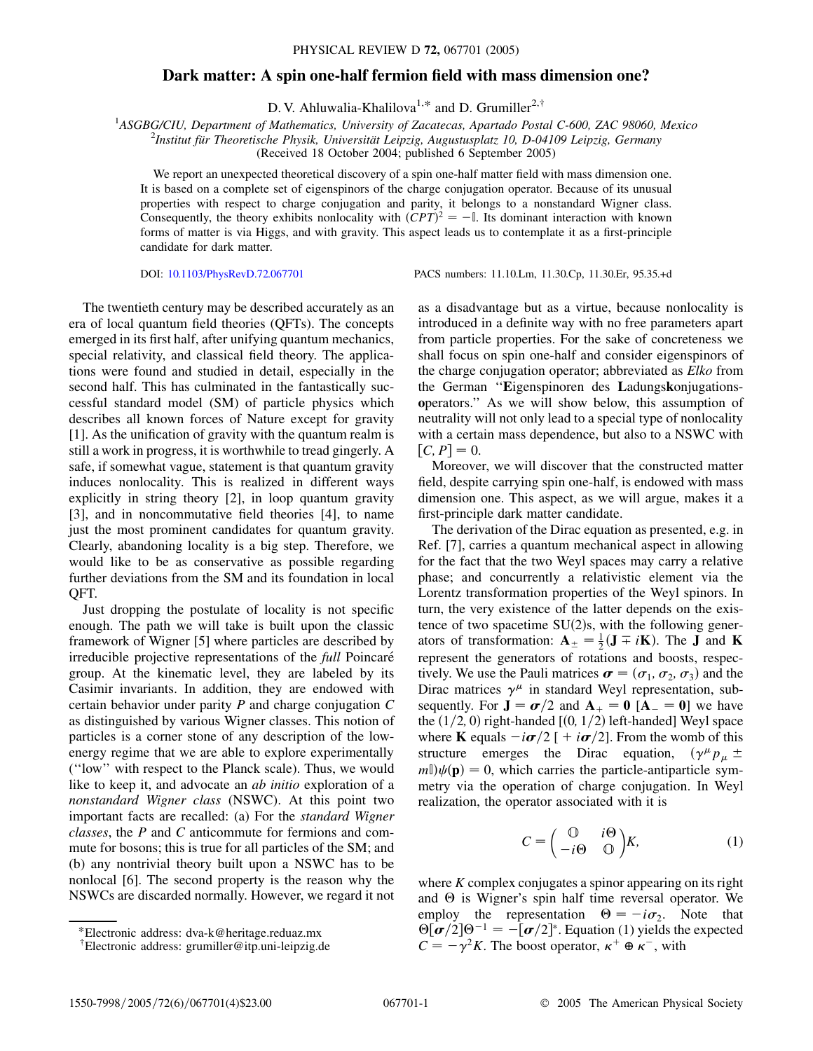# Dark matter: A spin one-half fermion field with mass dimension one?

D. V. Ahluwalia-Khalilova[1,*] and D. Grumiller[2,†]

[1]*ASGBG/CIU, Department of Mathematics, University of Zacatecas, Apartado Postal C-600, ZAC 98060, Mexico*
[2]*Institut für Theoretische Physik, Universität Leipzig, Augustusplatz 10, D-04109 Leipzig, Germany*
(Received 18 October 2004; published 6 September 2005)

We report an unexpected theoretical discovery of a spin one-half matter field with mass dimension one. It is based on a complete set of eigenspinors of the charge conjugation operator. Because of its unusual properties with respect to charge conjugation and parity, it belongs to a nonstandard Wigner class. Consequently, the theory exhibits nonlocality with $(CPT)^2 = -\mathbb{I}$. Its dominant interaction with known forms of matter is via Higgs, and with gravity. This aspect leads us to contemplate it as a first-principle candidate for dark matter.

DOI: 10.1103/PhysRevD.72.067701 PACS numbers: 11.10.Lm, 11.30.Cp, 11.30.Er, 95.35.+d

The twentieth century may be described accurately as an era of local quantum field theories (QFTs). The concepts emerged in its first half, after unifying quantum mechanics, special relativity, and classical field theory. The applications were found and studied in detail, especially in the second half. This has culminated in the fantastically successful standard model (SM) of particle physics which describes all known forces of Nature except for gravity [1]. As the unification of gravity with the quantum realm is still a work in progress, it is worthwhile to tread gingerly. A safe, if somewhat vague, statement is that quantum gravity induces nonlocality. This is realized in different ways explicitly in string theory [2], in loop quantum gravity [3], and in noncommutative field theories [4], to name just the most prominent candidates for quantum gravity. Clearly, abandoning locality is a big step. Therefore, we would like to be as conservative as possible regarding further deviations from the SM and its foundation in local QFT.

Just dropping the postulate of locality is not specific enough. The path we will take is built upon the classic framework of Wigner [5] where particles are described by irreducible projective representations of the *full* Poincaré group. At the kinematic level, they are labeled by its Casimir invariants. In addition, they are endowed with certain behavior under parity $P$ and charge conjugation $C$ as distinguished by various Wigner classes. This notion of particles is a corner stone of any description of the low-energy regime that we are able to explore experimentally ("low" with respect to the Planck scale). Thus, we would like to keep it, and advocate an *ab initio* exploration of a *nonstandard Wigner class* (NSWC). At this point two important facts are recalled: (a) For the *standard Wigner classes*, the $P$ and $C$ anticommute for fermions and commute for bosons; this is true for all particles of the SM; and (b) any nontrivial theory built upon a NSWC has to be nonlocal [6]. The second property is the reason why the NSWCs are discarded normally. However, we regard it not as a disadvantage but as a virtue, because nonlocality is introduced in a definite way with no free parameters apart from particle properties. For the sake of concreteness we shall focus on spin one-half and consider eigenspinors of the charge conjugation operator; abbreviated as *Elko* from the German "**E**igenspinoren des **L**adungs**k**onjugations**o**perators." As we will show below, this assumption of neutrality will not only lead to a special type of nonlocality with a certain mass dependence, but also to a NSWC with $[C, P] = 0$.

Moreover, we will discover that the constructed matter field, despite carrying spin one-half, is endowed with mass dimension one. This aspect, as we will argue, makes it a first-principle dark matter candidate.

The derivation of the Dirac equation as presented, e.g. in Ref. [7], carries a quantum mechanical aspect in allowing for the fact that the two Weyl spaces may carry a relative phase; and concurrently a relativistic element via the Lorentz transformation properties of the Weyl spinors. In turn, the very existence of the latter depends on the existence of two spacetime SU(2)s, with the following generators of transformation: $\mathbf{A}_\pm = \frac{1}{2}(\mathbf{J} \mp i\mathbf{K})$. The $\mathbf{J}$ and $\mathbf{K}$ represent the generators of rotations and boosts, respectively. We use the Pauli matrices $\boldsymbol{\sigma} = (\sigma_1, \sigma_2, \sigma_3)$ and the Dirac matrices $\gamma^\mu$ in standard Weyl representation, subsequently. For $\mathbf{J} = \boldsymbol{\sigma}/2$ and $\mathbf{A}_+ = \mathbf{0}$ $[\mathbf{A}_- = \mathbf{0}]$ we have the $(1/2, 0)$ right-handed $[(0, 1/2)$ left-handed$]$ Weyl space where $\mathbf{K}$ equals $-i\boldsymbol{\sigma}/2$ $[+i\boldsymbol{\sigma}/2]$. From the womb of this structure emerges the Dirac equation, $(\gamma^\mu p_\mu \pm m\mathbb{I})\psi(\mathbf{p}) = 0$, which carries the particle-antiparticle symmetry via the operation of charge conjugation. In Weyl realization, the operator associated with it is

$$C = \begin{pmatrix} \mathbb{O} & i\Theta \\ -i\Theta & \mathbb{O} \end{pmatrix} K, \tag{1}$$

where $K$ complex conjugates a spinor appearing on its right and $\Theta$ is Wigner's spin half time reversal operator. We employ the representation $\Theta = -i\sigma_2$. Note that $\Theta[\boldsymbol{\sigma}/2]\Theta^{-1} = -[\boldsymbol{\sigma}/2]^*$. Equation (1) yields the expected $C = -\gamma^2 K$. The boost operator, $\kappa^+ \oplus \kappa^-$, with

*Electronic address: dva-k@heritage.reduaz.mx
†Electronic address: grumiller@itp.uni-leipzig.de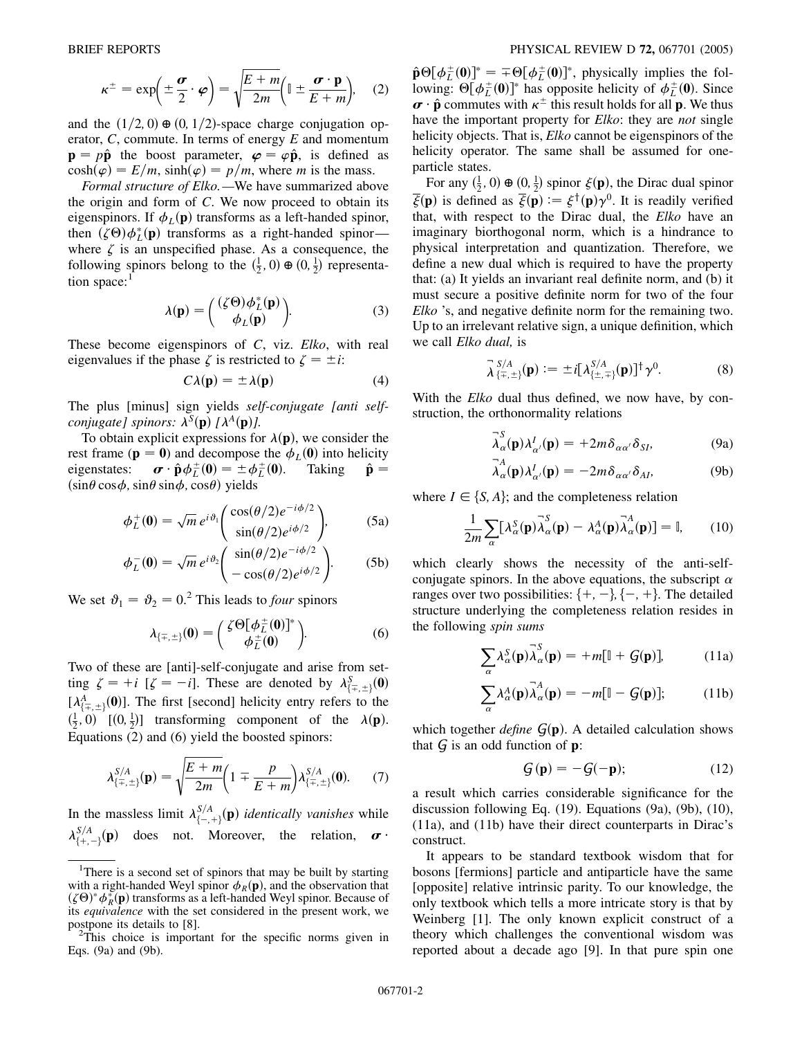$$\kappa^{\pm} = \exp\left(\pm\frac{\boldsymbol{\sigma}}{2}\cdot\boldsymbol{\varphi}\right) = \sqrt{\frac{E+m}{2m}}\left(\mathbb{I} \pm \frac{\boldsymbol{\sigma}\cdot\mathbf{p}}{E+m}\right), \quad (2)$$

and the $(1/2, 0) \oplus (0, 1/2)$-space charge conjugation operator, $C$, commute. In terms of energy $E$ and momentum $\mathbf{p} = p\hat{\mathbf{p}}$ the boost parameter, $\boldsymbol{\varphi} = \varphi\hat{\mathbf{p}}$, is defined as $\cosh(\varphi) = E/m$, $\sinh(\varphi) = p/m$, where $m$ is the mass.

*Formal structure of Elko.*—We have summarized above the origin and form of $C$. We now proceed to obtain its eigenspinors. If $\phi_L(\mathbf{p})$ transforms as a left-handed spinor, then $(\zeta\Theta)\phi_L^*(\mathbf{p})$ transforms as a right-handed spinor—where $\zeta$ is an unspecified phase. As a consequence, the following spinors belong to the $(\frac{1}{2}, 0) \oplus (0, \frac{1}{2})$ representation space:[1]

$$\lambda(\mathbf{p}) = \begin{pmatrix} (\zeta\Theta)\phi_L^*(\mathbf{p}) \\ \phi_L(\mathbf{p}) \end{pmatrix}. \quad (3)$$

These become eigenspinors of $C$, viz. *Elko*, with real eigenvalues if the phase $\zeta$ is restricted to $\zeta = \pm i$:

$$C\lambda(\mathbf{p}) = \pm\lambda(\mathbf{p}) \quad (4)$$

The plus [minus] sign yields *self-conjugate [anti self-conjugate] spinors: $\lambda^S(\mathbf{p})$ [$\lambda^A(\mathbf{p})$].*

To obtain explicit expressions for $\lambda(\mathbf{p})$, we consider the rest frame ($\mathbf{p} = \mathbf{0}$) and decompose the $\phi_L(\mathbf{0})$ into helicity eigenstates: $\boldsymbol{\sigma}\cdot\hat{\mathbf{p}}\phi_L^{\pm}(\mathbf{0}) = \pm\phi_L^{\pm}(\mathbf{0})$. Taking $\hat{\mathbf{p}} = (\sin\theta\cos\phi, \sin\theta\sin\phi, \cos\theta)$ yields

$$\phi_L^{+}(\mathbf{0}) = \sqrt{m}\, e^{i\vartheta_1}\begin{pmatrix} \cos(\theta/2)e^{-i\phi/2} \\ \sin(\theta/2)e^{i\phi/2} \end{pmatrix}, \quad (5a)$$

$$\phi_L^{-}(\mathbf{0}) = \sqrt{m}\, e^{i\vartheta_2}\begin{pmatrix} \sin(\theta/2)e^{-i\phi/2} \\ -\cos(\theta/2)e^{i\phi/2} \end{pmatrix}. \quad (5b)$$

We set $\vartheta_1 = \vartheta_2 = 0$.[2] This leads to *four* spinors

$$\lambda_{\{\mp,\pm\}}(\mathbf{0}) = \begin{pmatrix} \zeta\Theta[\phi_L^{\pm}(\mathbf{0})]^* \\ \phi_L^{\pm}(\mathbf{0}) \end{pmatrix}. \quad (6)$$

Two of these are [anti]-self-conjugate and arise from setting $\zeta = +i$ [$\zeta = -i$]. These are denoted by $\lambda^S_{\{\mp,\pm\}}(\mathbf{0})$ [$\lambda^A_{\{\mp,\pm\}}(\mathbf{0})$]. The first [second] helicity entry refers to the $(\frac{1}{2}, 0)$ [$(0, \frac{1}{2})$] transforming component of the $\lambda(\mathbf{p})$. Equations (2) and (6) yield the boosted spinors:

$$\lambda^{S/A}_{\{\mp,\pm\}}(\mathbf{p}) = \sqrt{\frac{E+m}{2m}}\left(1 \mp \frac{p}{E+m}\right)\lambda^{S/A}_{\{\mp,\pm\}}(\mathbf{0}). \quad (7)$$

In the massless limit $\lambda^{S/A}_{\{-,+\}}(\mathbf{p})$ *identically vanishes* while $\lambda^{S/A}_{\{+,-\}}(\mathbf{p})$ does not. Moreover, the relation, $\boldsymbol{\sigma}\cdot\hat{\mathbf{p}}\Theta[\phi_L^{\pm}(\mathbf{0})]^* = \mp\Theta[\phi_L^{\pm}(\mathbf{0})]^*$, physically implies the following: $\Theta[\phi_L^{\pm}(\mathbf{0})]^*$ has opposite helicity of $\phi_L^{\pm}(\mathbf{0})$. Since $\boldsymbol{\sigma}\cdot\hat{\mathbf{p}}$ commutes with $\kappa^{\pm}$ this result holds for all $\mathbf{p}$. We thus have the important property for *Elko*: they are *not* single helicity objects. That is, *Elko* cannot be eigenspinors of the helicity operator. The same shall be assumed for one-particle states.

For any $(\frac{1}{2}, 0) \oplus (0, \frac{1}{2})$ spinor $\xi(\mathbf{p})$, the Dirac dual spinor $\overline{\xi}(\mathbf{p})$ is defined as $\overline{\xi}(\mathbf{p}) := \xi^{\dagger}(\mathbf{p})\gamma^0$. It is readily verified that, with respect to the Dirac dual, the *Elko* have an imaginary biorthogonal norm, which is a hindrance to physical interpretation and quantization. Therefore, we define a new dual which is required to have the property that: (a) It yields an invariant real definite norm, and (b) it must secure a positive definite norm for two of the four *Elko* 's, and negative definite norm for the remaining two. Up to an irrelevant relative sign, a unique definition, which we call *Elko dual,* is

$$\stackrel{\neg}{\lambda}{}^{S/A}_{\{\mp,\pm\}}(\mathbf{p}) := \pm i[\lambda^{S/A}_{\{\pm,\mp\}}(\mathbf{p})]^{\dagger}\gamma^0. \quad (8)$$

With the *Elko* dual thus defined, we now have, by construction, the orthonormality relations

$$\stackrel{\neg}{\lambda}{}^{S}_{\alpha}(\mathbf{p})\lambda^{I}_{\alpha'}(\mathbf{p}) = +2m\delta_{\alpha\alpha'}\delta_{SI}, \quad (9a)$$

$$\stackrel{\neg}{\lambda}{}^{A}_{\alpha}(\mathbf{p})\lambda^{I}_{\alpha'}(\mathbf{p}) = -2m\delta_{\alpha\alpha'}\delta_{AI}, \quad (9b)$$

where $I \in \{S, A\}$; and the completeness relation

$$\frac{1}{2m}\sum_{\alpha}[\lambda^S_{\alpha}(\mathbf{p})\stackrel{\neg}{\lambda}{}^{S}_{\alpha}(\mathbf{p}) - \lambda^A_{\alpha}(\mathbf{p})\stackrel{\neg}{\lambda}{}^{A}_{\alpha}(\mathbf{p})] = \mathbb{I}, \quad (10)$$

which clearly shows the necessity of the anti-self-conjugate spinors. In the above equations, the subscript $\alpha$ ranges over two possibilities: $\{+,-\}$, $\{-,+\}$. The detailed structure underlying the completeness relation resides in the following *spin sums*

$$\sum_{\alpha}\lambda^S_{\alpha}(\mathbf{p})\stackrel{\neg}{\lambda}{}^{S}_{\alpha}(\mathbf{p}) = +m[\mathbb{I} + \mathcal{G}(\mathbf{p})], \quad (11a)$$

$$\sum_{\alpha}\lambda^A_{\alpha}(\mathbf{p})\stackrel{\neg}{\lambda}{}^{A}_{\alpha}(\mathbf{p}) = -m[\mathbb{I} - \mathcal{G}(\mathbf{p})]; \quad (11b)$$

which together *define* $\mathcal{G}(\mathbf{p})$. A detailed calculation shows that $\mathcal{G}$ is an odd function of $\mathbf{p}$:

$$\mathcal{G}(\mathbf{p}) = -\mathcal{G}(-\mathbf{p}); \quad (12)$$

a result which carries considerable significance for the discussion following Eq. (19). Equations (9a), (9b), (10), (11a), and (11b) have their direct counterparts in Dirac's construct.

It appears to be standard textbook wisdom that for bosons [fermions] particle and antiparticle have the same [opposite] relative intrinsic parity. To our knowledge, the only textbook which tells a more intricate story is that by Weinberg [1]. The only known explicit construct of a theory which challenges the conventional wisdom was reported about a decade ago [9]. In that pure spin one

---

[1] There is a second set of spinors that may be built by starting with a right-handed Weyl spinor $\phi_R(\mathbf{p})$, and the observation that $(\zeta\Theta)^*\phi_R^*(\mathbf{p})$ transforms as a left-handed Weyl spinor. Because of its *equivalence* with the set considered in the present work, we postpone its details to [8].

[2] This choice is important for the specific norms given in Eqs. (9a) and (9b).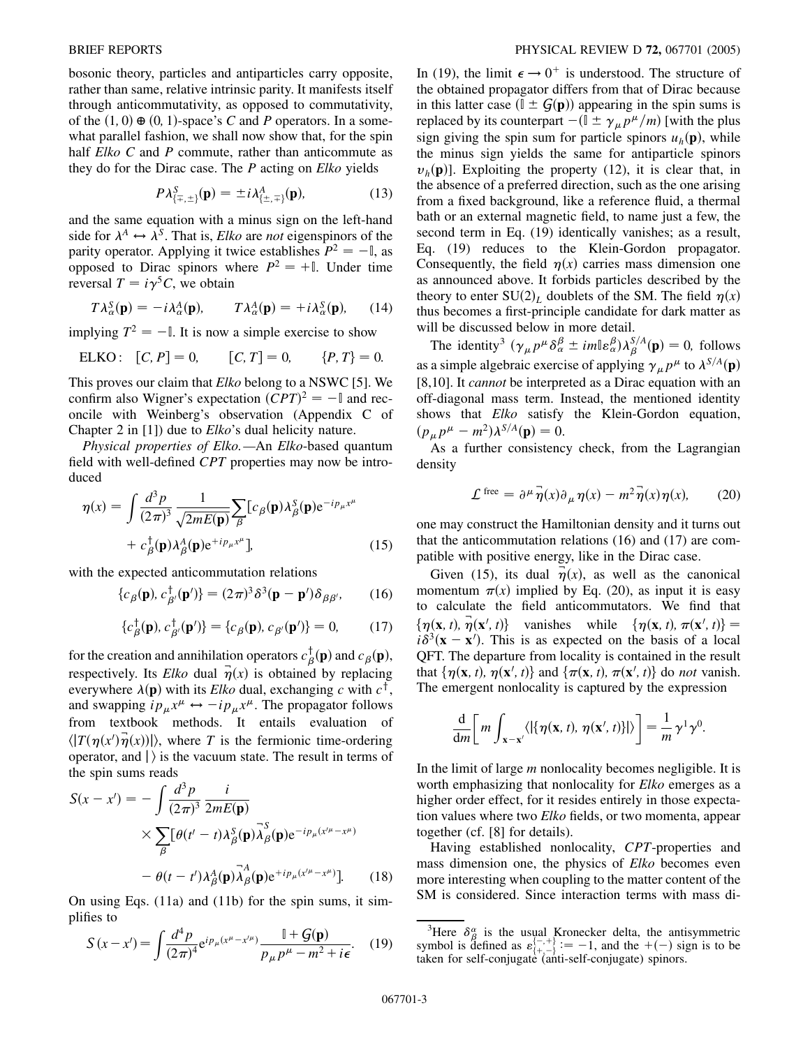bosonic theory, particles and antiparticles carry opposite, rather than same, relative intrinsic parity. It manifests itself through anticommutativity, as opposed to commutativity, of the $(1,0)\oplus(0,1)$-space's $C$ and $P$ operators. In a somewhat parallel fashion, we shall now show that, for the spin half *Elko* $C$ and $P$ commute, rather than anticommute as they do for the Dirac case. The $P$ acting on *Elko* yields

$$P\lambda^S_{\{\mp,\pm\}}(\mathbf{p}) = \pm i\lambda^A_{\{\pm,\mp\}}(\mathbf{p}), \tag{13}$$

and the same equation with a minus sign on the left-hand side for $\lambda^A \leftrightarrow \lambda^S$. That is, *Elko* are *not* eigenspinors of the parity operator. Applying it twice establishes $P^2 = -\mathbb{I}$, as opposed to Dirac spinors where $P^2 = +\mathbb{I}$. Under time reversal $T = i\gamma^5 C$, we obtain

$$T\lambda^S_\alpha(\mathbf{p}) = -i\lambda^A_\alpha(\mathbf{p}), \qquad T\lambda^A_\alpha(\mathbf{p}) = +i\lambda^S_\alpha(\mathbf{p}), \tag{14}$$

implying $T^2 = -\mathbb{I}$. It is now a simple exercise to show

$$\text{ELKO:}\quad [C,P]=0, \qquad [C,T]=0, \qquad \{P,T\}=0.$$

This proves our claim that *Elko* belong to a NSWC [5]. We confirm also Wigner's expectation $(CPT)^2 = -\mathbb{I}$ and reconcile with Weinberg's observation (Appendix C of Chapter 2 in [1]) due to *Elko*'s dual helicity nature.

*Physical properties of Elko.*—An *Elko*-based quantum field with well-defined $CPT$ properties may now be introduced

$$\eta(x) = \int \frac{d^3p}{(2\pi)^3}\frac{1}{\sqrt{2mE(\mathbf{p})}}\sum_\beta [c_\beta(\mathbf{p})\lambda^S_\beta(\mathbf{p})\mathrm{e}^{-ip_\mu x^\mu} + c^\dagger_\beta(\mathbf{p})\lambda^A_\beta(\mathbf{p})\mathrm{e}^{+ip_\mu x^\mu}], \tag{15}$$

with the expected anticommutation relations

$$\{c_\beta(\mathbf{p}), c^\dagger_{\beta'}(\mathbf{p}')\} = (2\pi)^3\delta^3(\mathbf{p}-\mathbf{p}')\delta_{\beta\beta'}, \tag{16}$$

$$\{c^\dagger_\beta(\mathbf{p}), c^\dagger_{\beta'}(\mathbf{p}')\} = \{c_\beta(\mathbf{p}), c_{\beta'}(\mathbf{p}')\} = 0, \tag{17}$$

for the creation and annihilation operators $c^\dagger_\beta(\mathbf{p})$ and $c_\beta(\mathbf{p})$, respectively. Its *Elko* dual $\stackrel{\neg}{\eta}(x)$ is obtained by replacing everywhere $\lambda(\mathbf{p})$ with its *Elko* dual, exchanging $c$ with $c^\dagger$, and swapping $ip_\mu x^\mu \leftrightarrow -ip_\mu x^\mu$. The propagator follows from textbook methods. It entails evaluation of $\langle\,|T(\eta(x')\stackrel{\neg}{\eta}(x))|\,\rangle$, where $T$ is the fermionic time-ordering operator, and $|\,\rangle$ is the vacuum state. The result in terms of the spin sums reads

$$S(x-x') = -\int\frac{d^3p}{(2\pi)^3}\frac{i}{2mE(\mathbf{p})} \times \sum_\beta[\theta(t'-t)\lambda^S_\beta(\mathbf{p})\stackrel{\neg}{\lambda}{}^S_\beta(\mathbf{p})\mathrm{e}^{-ip_\mu(x'^\mu-x^\mu)} - \theta(t-t')\lambda^A_\beta(\mathbf{p})\stackrel{\neg}{\lambda}{}^A_\beta(\mathbf{p})\mathrm{e}^{+ip_\mu(x'^\mu-x^\mu)}]. \tag{18}$$

On using Eqs. (11a) and (11b) for the spin sums, it simplifies to

$$S(x-x') = \int\frac{d^4p}{(2\pi)^4}\mathrm{e}^{ip_\mu(x^\mu-x'^\mu)}\frac{\mathbb{I}+\mathcal{G}(\mathbf{p})}{p_\mu p^\mu - m^2 + i\epsilon}. \tag{19}$$

In (19), the limit $\epsilon\to 0^+$ is understood. The structure of the obtained propagator differs from that of Dirac because in this latter case $(\mathbb{I}\pm\mathcal{G}(\mathbf{p}))$ appearing in the spin sums is replaced by its counterpart $-(\mathbb{I}\pm\gamma_\mu p^\mu/m)$ [with the plus sign giving the spin sum for particle spinors $u_h(\mathbf{p})$, while the minus sign yields the same for antiparticle spinors $v_h(\mathbf{p})$]. Exploiting the property (12), it is clear that, in the absence of a preferred direction, such as the one arising from a fixed background, like a reference fluid, a thermal bath or an external magnetic field, to name just a few, the second term in Eq. (19) identically vanishes; as a result, Eq. (19) reduces to the Klein-Gordon propagator. Consequently, the field $\eta(x)$ carries mass dimension one as announced above. It forbids particles described by the theory to enter $SU(2)_L$ doublets of the SM. The field $\eta(x)$ thus becomes a first-principle candidate for dark matter as will be discussed below in more detail.

The identity[3] $(\gamma_\mu p^\mu\delta^\beta_\alpha \pm im\mathbb{I}\varepsilon^\beta_\alpha)\lambda^{S/A}_\beta(\mathbf{p}) = 0$, follows as a simple algebraic exercise of applying $\gamma_\mu p^\mu$ to $\lambda^{S/A}(\mathbf{p})$ [8,10]. It *cannot* be interpreted as a Dirac equation with an off-diagonal mass term. Instead, the mentioned identity shows that *Elko* satisfy the Klein-Gordon equation, $(p_\mu p^\mu - m^2)\lambda^{S/A}(\mathbf{p}) = 0$.

As a further consistency check, from the Lagrangian density

$$\mathcal{L}^{\text{free}} = \partial^\mu\stackrel{\neg}{\eta}(x)\partial_\mu\eta(x) - m^2\stackrel{\neg}{\eta}(x)\eta(x), \tag{20}$$

one may construct the Hamiltonian density and it turns out that the anticommutation relations (16) and (17) are compatible with positive energy, like in the Dirac case.

Given (15), its dual $\stackrel{\neg}{\eta}(x)$, as well as the canonical momentum $\pi(x)$ implied by Eq. (20), as input it is easy to calculate the field anticommutators. We find that $\{\eta(\mathbf{x},t), \stackrel{\neg}{\eta}(\mathbf{x}',t)\}$ vanishes while $\{\eta(\mathbf{x},t),\pi(\mathbf{x}',t)\} = i\delta^3(\mathbf{x}-\mathbf{x}')$. This is as expected on the basis of a local QFT. The departure from locality is contained in the result that $\{\eta(\mathbf{x},t),\eta(\mathbf{x}',t)\}$ and $\{\pi(\mathbf{x},t),\pi(\mathbf{x}',t)\}$ do *not* vanish. The emergent nonlocality is captured by the expression

$$\frac{\mathrm{d}}{\mathrm{d}m}\left[m\int_{\mathbf{x}-\mathbf{x}'}\langle\,|\{\eta(\mathbf{x},t),\eta(\mathbf{x}',t)\}|\,\rangle\right] = \frac{1}{m}\gamma^1\gamma^0.$$

In the limit of large $m$ nonlocality becomes negligible. It is worth emphasizing that nonlocality for *Elko* emerges as a higher order effect, for it resides entirely in those expectation values where two *Elko* fields, or two momenta, appear together (cf. [8] for details).

Having established nonlocality, $CPT$-properties and mass dimension one, the physics of *Elko* becomes even more interesting when coupling to the matter content of the SM is considered. Since interaction terms with mass di-

---

[3] Here $\delta^\alpha_\beta$ is the usual Kronecker delta, the antisymmetric symbol is defined as $\varepsilon^{\{-,+\}}_{\{+,-\}} := -1$, and the $+(-)$ sign is to be taken for self-conjugate (anti-self-conjugate) spinors.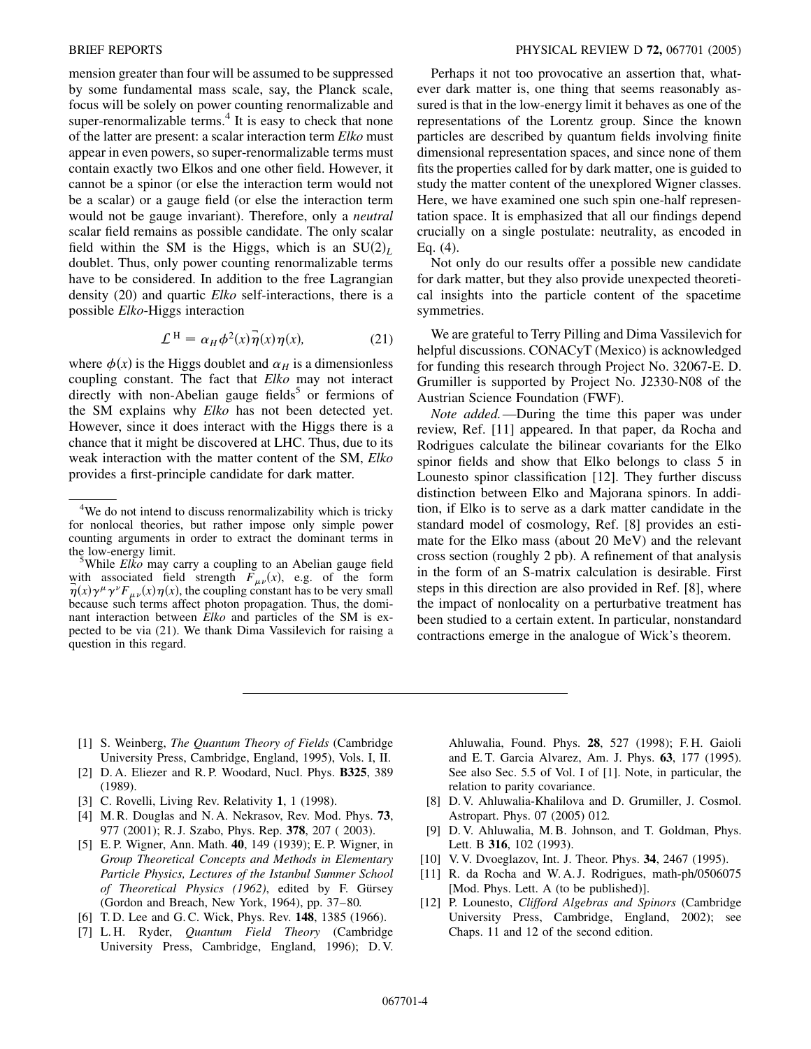mension greater than four will be assumed to be suppressed by some fundamental mass scale, say, the Planck scale, focus will be solely on power counting renormalizable and super-renormalizable terms.[4] It is easy to check that none of the latter are present: a scalar interaction term *Elko* must appear in even powers, so super-renormalizable terms must contain exactly two Elkos and one other field. However, it cannot be a spinor (or else the interaction term would not be a scalar) or a gauge field (or else the interaction term would not be gauge invariant). Therefore, only a *neutral* scalar field remains as possible candidate. The only scalar field within the SM is the Higgs, which is an $SU(2)_L$ doublet. Thus, only power counting renormalizable terms have to be considered. In addition to the free Lagrangian density (20) and quartic *Elko* self-interactions, there is a possible *Elko*-Higgs interaction

$$\mathcal{L}^{\mathrm{H}} = \alpha_H \phi^2(x) \bar{\eta}(x) \eta(x), \tag{21}$$

where $\phi(x)$ is the Higgs doublet and $\alpha_H$ is a dimensionless coupling constant. The fact that *Elko* may not interact directly with non-Abelian gauge fields[5] or fermions of the SM explains why *Elko* has not been detected yet. However, since it does interact with the Higgs there is a chance that it might be discovered at LHC. Thus, due to its weak interaction with the matter content of the SM, *Elko* provides a first-principle candidate for dark matter.

[4]We do not intend to discuss renormalizability which is tricky for nonlocal theories, but rather impose only simple power counting arguments in order to extract the dominant terms in the low-energy limit.

[5]While *Elko* may carry a coupling to an Abelian gauge field with associated field strength $F_{\mu\nu}(x)$, e.g. of the form $\bar{\eta}(x)\gamma^\mu \gamma^\nu F_{\mu\nu}(x)\eta(x)$, the coupling constant has to be very small because such terms affect photon propagation. Thus, the dominant interaction between *Elko* and particles of the SM is expected to be via (21). We thank Dima Vassilevich for raising a question in this regard.

Perhaps it not too provocative an assertion that, whatever dark matter is, one thing that seems reasonably assured is that in the low-energy limit it behaves as one of the representations of the Lorentz group. Since the known particles are described by quantum fields involving finite dimensional representation spaces, and since none of them fits the properties called for by dark matter, one is guided to study the matter content of the unexplored Wigner classes. Here, we have examined one such spin one-half representation space. It is emphasized that all our findings depend crucially on a single postulate: neutrality, as encoded in Eq. (4).

Not only do our results offer a possible new candidate for dark matter, but they also provide unexpected theoretical insights into the particle content of the spacetime symmetries.

We are grateful to Terry Pilling and Dima Vassilevich for helpful discussions. CONACyT (Mexico) is acknowledged for funding this research through Project No. 32067-E. D. Grumiller is supported by Project No. J2330-N08 of the Austrian Science Foundation (FWF).

*Note added.*—During the time this paper was under review, Ref. [11] appeared. In that paper, da Rocha and Rodrigues calculate the bilinear covariants for the Elko spinor fields and show that Elko belongs to class 5 in Lounesto spinor classification [12]. They further discuss distinction between Elko and Majorana spinors. In addition, if Elko is to serve as a dark matter candidate in the standard model of cosmology, Ref. [8] provides an estimate for the Elko mass (about 20 MeV) and the relevant cross section (roughly 2 pb). A refinement of that analysis in the form of an S-matrix calculation is desirable. First steps in this direction are also provided in Ref. [8], where the impact of nonlocality on a perturbative treatment has been studied to a certain extent. In particular, nonstandard contractions emerge in the analogue of Wick's theorem.

---

[1] S. Weinberg, *The Quantum Theory of Fields* (Cambridge University Press, Cambridge, England, 1995), Vols. I, II.

[2] D. A. Eliezer and R. P. Woodard, Nucl. Phys. **B325**, 389 (1989).

[3] C. Rovelli, Living Rev. Relativity **1**, 1 (1998).

[4] M. R. Douglas and N. A. Nekrasov, Rev. Mod. Phys. **73**, 977 (2001); R. J. Szabo, Phys. Rep. **378**, 207 ( 2003).

[5] E. P. Wigner, Ann. Math. **40**, 149 (1939); E. P. Wigner, in *Group Theoretical Concepts and Methods in Elementary Particle Physics, Lectures of the Istanbul Summer School of Theoretical Physics (1962)*, edited by F. Gürsey (Gordon and Breach, New York, 1964), pp. 37–80.

[6] T. D. Lee and G. C. Wick, Phys. Rev. **148**, 1385 (1966).

[7] L. H. Ryder, *Quantum Field Theory* (Cambridge University Press, Cambridge, England, 1996); D. V. Ahluwalia, Found. Phys. **28**, 527 (1998); F. H. Gaioli and E. T. Garcia Alvarez, Am. J. Phys. **63**, 177 (1995). See also Sec. 5.5 of Vol. I of [1]. Note, in particular, the relation to parity covariance.

[8] D. V. Ahluwalia-Khalilova and D. Grumiller, J. Cosmol. Astropart. Phys. 07 (2005) 012.

[9] D. V. Ahluwalia, M. B. Johnson, and T. Goldman, Phys. Lett. B **316**, 102 (1993).

[10] V. V. Dvoeglazov, Int. J. Theor. Phys. **34**, 2467 (1995).

[11] R. da Rocha and W. A. J. Rodrigues, math-ph/0506075 [Mod. Phys. Lett. A (to be published)].

[12] P. Lounesto, *Clifford Algebras and Spinors* (Cambridge University Press, Cambridge, England, 2002); see Chaps. 11 and 12 of the second edition.